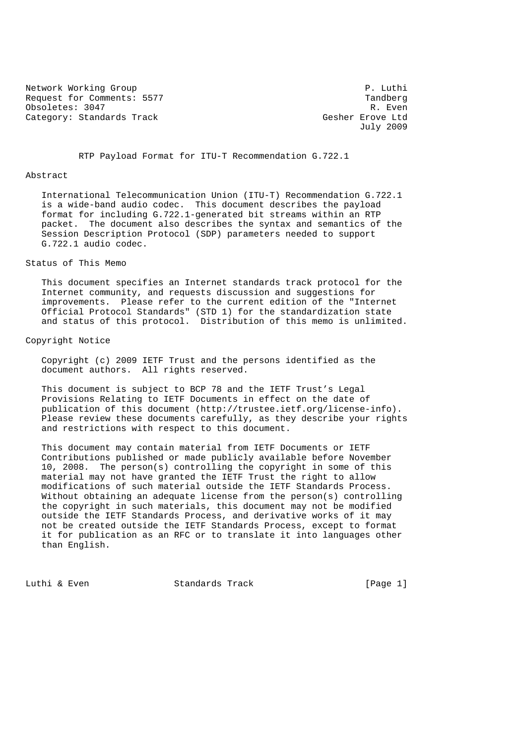Network Working Group P. Luthi
Request for Comments: 5577 Tandberg
Obsoletes: 3047 R. Even
Category: Standards Track Gesher Erove Ltd
July 2009

# RTP Payload Format for ITU-T Recommendation G.722.1

## Abstract

International Telecommunication Union (ITU-T) Recommendation G.722.1 is a wide-band audio codec. This document describes the payload format for including G.722.1-generated bit streams within an RTP packet. The document also describes the syntax and semantics of the Session Description Protocol (SDP) parameters needed to support G.722.1 audio codec.

## Status of This Memo

This document specifies an Internet standards track protocol for the Internet community, and requests discussion and suggestions for improvements. Please refer to the current edition of the "Internet Official Protocol Standards" (STD 1) for the standardization state and status of this protocol. Distribution of this memo is unlimited.

## Copyright Notice

Copyright (c) 2009 IETF Trust and the persons identified as the document authors. All rights reserved.

This document is subject to BCP 78 and the IETF Trust's Legal Provisions Relating to IETF Documents in effect on the date of publication of this document (http://trustee.ietf.org/license-info). Please review these documents carefully, as they describe your rights and restrictions with respect to this document.

This document may contain material from IETF Documents or IETF Contributions published or made publicly available before November 10, 2008. The person(s) controlling the copyright in some of this material may not have granted the IETF Trust the right to allow modifications of such material outside the IETF Standards Process. Without obtaining an adequate license from the person(s) controlling the copyright in such materials, this document may not be modified outside the IETF Standards Process, and derivative works of it may not be created outside the IETF Standards Process, except to format it for publication as an RFC or to translate it into languages other than English.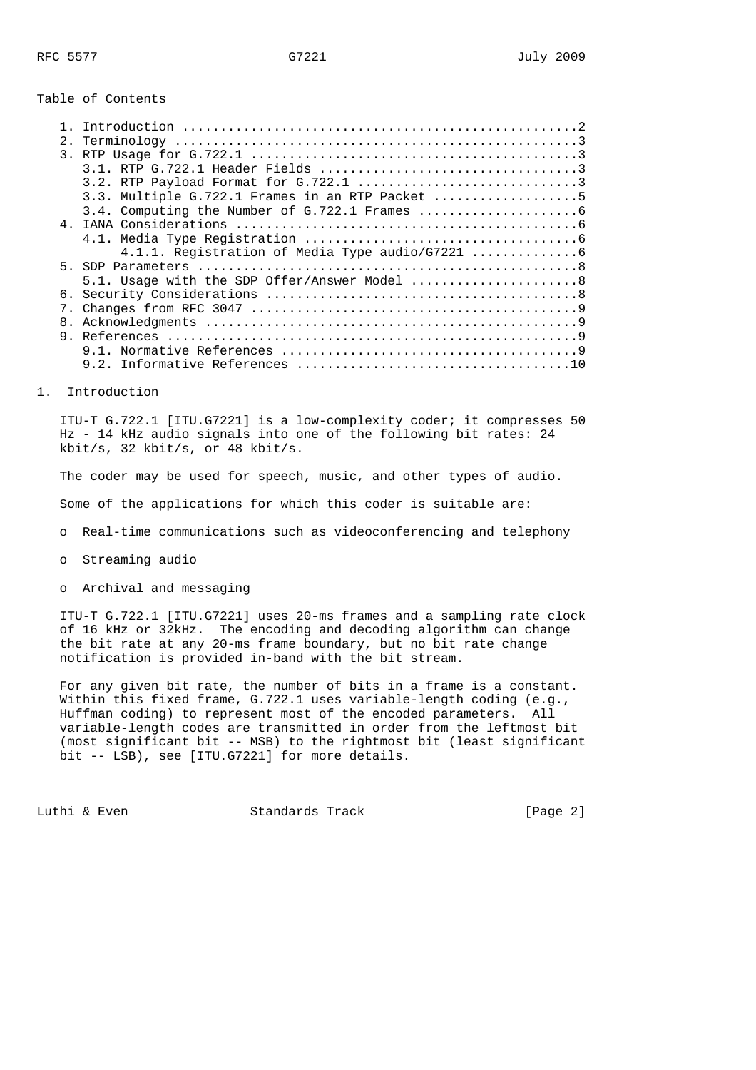Table of Contents

```
   1. Introduction ....................................................2
   2. Terminology .....................................................3
   3. RTP Usage for G.722.1 ...........................................3
      3.1. RTP G.722.1 Header Fields ..................................3
      3.2. RTP Payload Format for G.722.1 .............................3
      3.3. Multiple G.722.1 Frames in an RTP Packet ...................5
      3.4. Computing the Number of G.722.1 Frames .....................6
   4. IANA Considerations .............................................6
      4.1. Media Type Registration ....................................6
           4.1.1. Registration of Media Type audio/G7221 ..............6
   5. SDP Parameters ..................................................8
      5.1. Usage with the SDP Offer/Answer Model ......................8
   6. Security Considerations .........................................8
   7. Changes from RFC 3047 ...........................................9
   8. Acknowledgments .................................................9
   9. References ......................................................9
      9.1. Normative References .......................................9
      9.2. Informative References ....................................10
```

# 1. Introduction

ITU-T G.722.1 [ITU.G7221] is a low-complexity coder; it compresses 50 Hz - 14 kHz audio signals into one of the following bit rates: 24 kbit/s, 32 kbit/s, or 48 kbit/s.

The coder may be used for speech, music, and other types of audio.

Some of the applications for which this coder is suitable are:

- Real-time communications such as videoconferencing and telephony
- Streaming audio
- Archival and messaging

ITU-T G.722.1 [ITU.G7221] uses 20-ms frames and a sampling rate clock of 16 kHz or 32kHz. The encoding and decoding algorithm can change the bit rate at any 20-ms frame boundary, but no bit rate change notification is provided in-band with the bit stream.

For any given bit rate, the number of bits in a frame is a constant. Within this fixed frame, G.722.1 uses variable-length coding (e.g., Huffman coding) to represent most of the encoded parameters. All variable-length codes are transmitted in order from the leftmost bit (most significant bit -- MSB) to the rightmost bit (least significant bit -- LSB), see [ITU.G7221] for more details.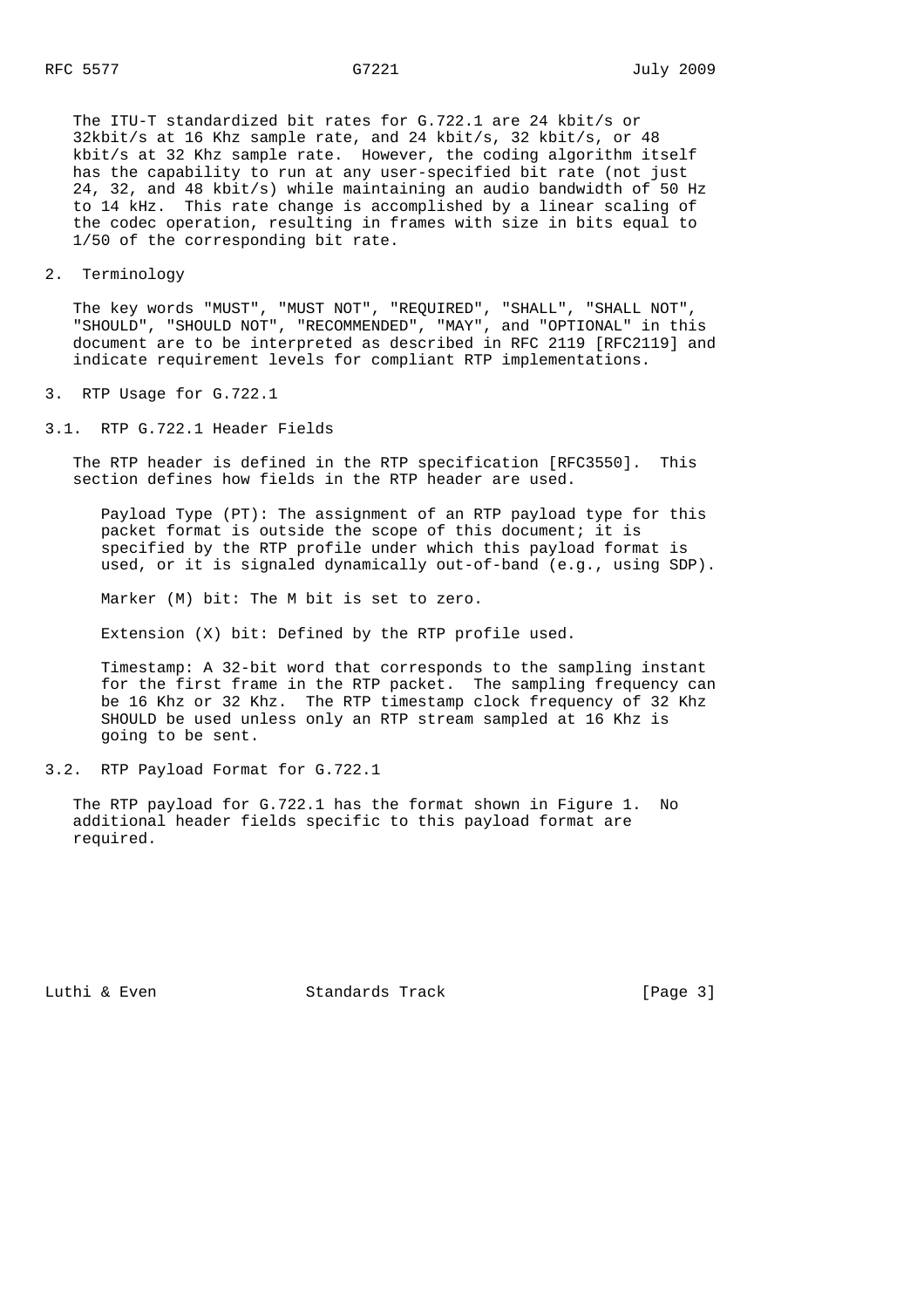The ITU-T standardized bit rates for G.722.1 are 24 kbit/s or 32kbit/s at 16 Khz sample rate, and 24 kbit/s, 32 kbit/s, or 48 kbit/s at 32 Khz sample rate. However, the coding algorithm itself has the capability to run at any user-specified bit rate (not just 24, 32, and 48 kbit/s) while maintaining an audio bandwidth of 50 Hz to 14 kHz. This rate change is accomplished by a linear scaling of the codec operation, resulting in frames with size in bits equal to 1/50 of the corresponding bit rate.

## 2. Terminology

The key words "MUST", "MUST NOT", "REQUIRED", "SHALL", "SHALL NOT", "SHOULD", "SHOULD NOT", "RECOMMENDED", "MAY", and "OPTIONAL" in this document are to be interpreted as described in RFC 2119 [RFC2119] and indicate requirement levels for compliant RTP implementations.

## 3. RTP Usage for G.722.1

### 3.1. RTP G.722.1 Header Fields

The RTP header is defined in the RTP specification [RFC3550]. This section defines how fields in the RTP header are used.

Payload Type (PT): The assignment of an RTP payload type for this packet format is outside the scope of this document; it is specified by the RTP profile under which this payload format is used, or it is signaled dynamically out-of-band (e.g., using SDP).

Marker (M) bit: The M bit is set to zero.

Extension (X) bit: Defined by the RTP profile used.

Timestamp: A 32-bit word that corresponds to the sampling instant for the first frame in the RTP packet. The sampling frequency can be 16 Khz or 32 Khz. The RTP timestamp clock frequency of 32 Khz SHOULD be used unless only an RTP stream sampled at 16 Khz is going to be sent.

### 3.2. RTP Payload Format for G.722.1

The RTP payload for G.722.1 has the format shown in Figure 1. No additional header fields specific to this payload format are required.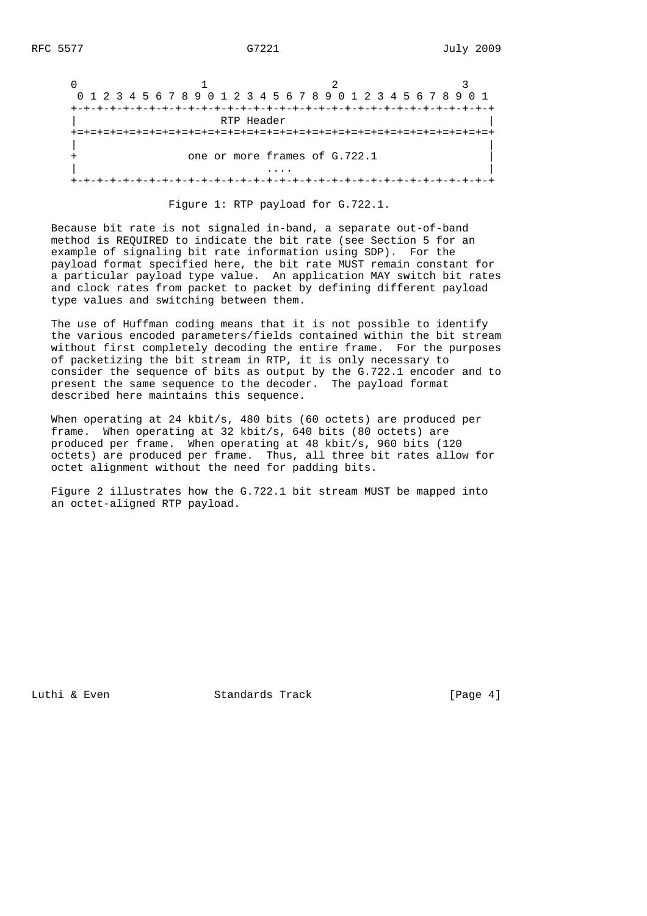```
 0                   1                   2                   3
 0 1 2 3 4 5 6 7 8 9 0 1 2 3 4 5 6 7 8 9 0 1 2 3 4 5 6 7 8 9 0 1
+-+-+-+-+-+-+-+-+-+-+-+-+-+-+-+-+-+-+-+-+-+-+-+-+-+-+-+-+-+-+-+-+
|                          RTP Header                           |
+=+=+=+=+=+=+=+=+=+=+=+=+=+=+=+=+=+=+=+=+=+=+=+=+=+=+=+=+=+=+=+=+
|                                                               |
+                 one or more frames of G.722.1                 |
|                             ....                              |
+-+-+-+-+-+-+-+-+-+-+-+-+-+-+-+-+-+-+-+-+-+-+-+-+-+-+-+-+-+-+-+-+
```

Figure 1: RTP payload for G.722.1.

Because bit rate is not signaled in-band, a separate out-of-band method is REQUIRED to indicate the bit rate (see Section 5 for an example of signaling bit rate information using SDP). For the payload format specified here, the bit rate MUST remain constant for a particular payload type value. An application MAY switch bit rates and clock rates from packet to packet by defining different payload type values and switching between them.

The use of Huffman coding means that it is not possible to identify the various encoded parameters/fields contained within the bit stream without first completely decoding the entire frame. For the purposes of packetizing the bit stream in RTP, it is only necessary to consider the sequence of bits as output by the G.722.1 encoder and to present the same sequence to the decoder. The payload format described here maintains this sequence.

When operating at 24 kbit/s, 480 bits (60 octets) are produced per frame. When operating at 32 kbit/s, 640 bits (80 octets) are produced per frame. When operating at 48 kbit/s, 960 bits (120 octets) are produced per frame. Thus, all three bit rates allow for octet alignment without the need for padding bits.

Figure 2 illustrates how the G.722.1 bit stream MUST be mapped into an octet-aligned RTP payload.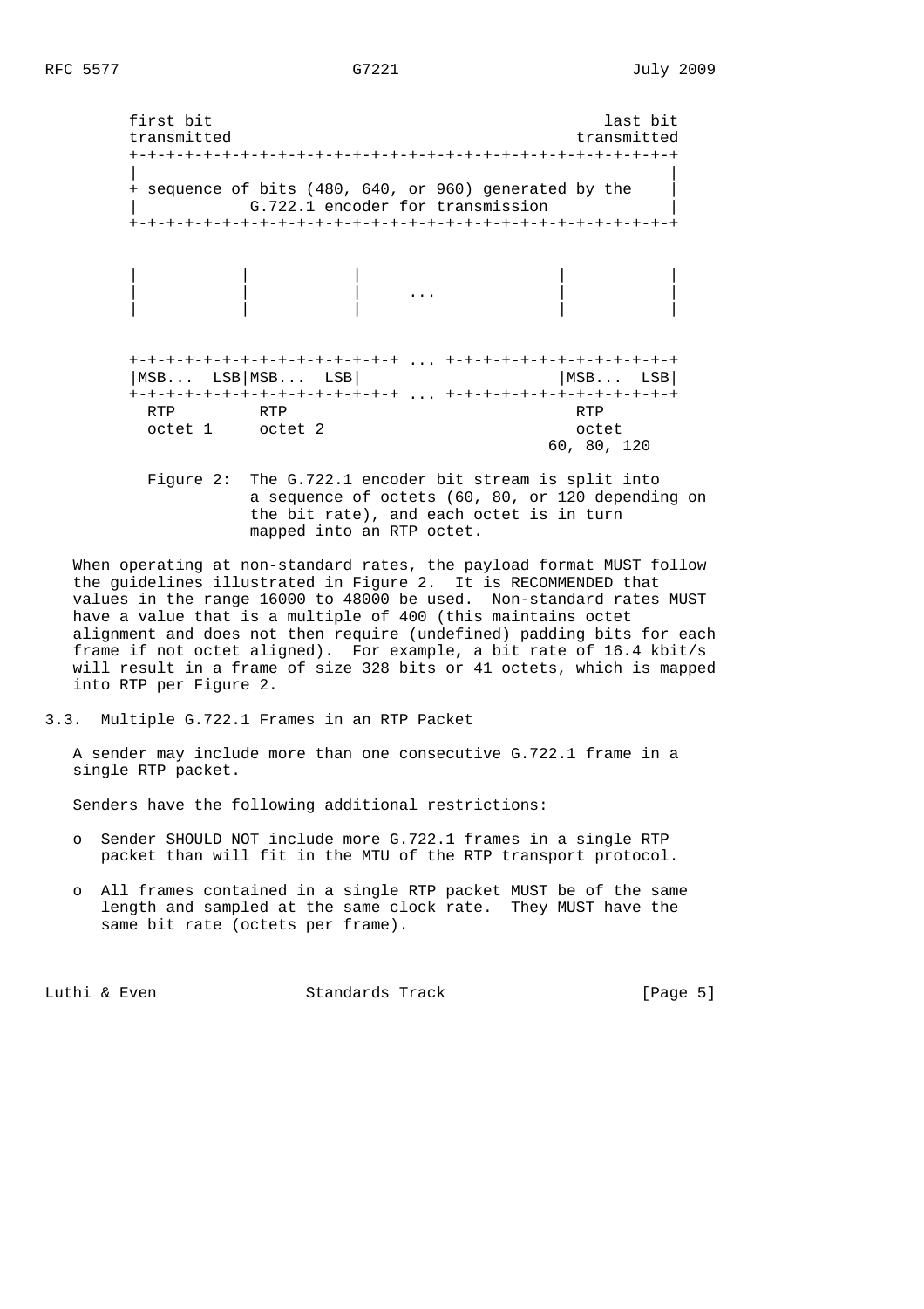```
 first bit                                             last bit
 transmitted                                        transmitted
 +-+-+-+-+-+-+-+-+-+-+-+-+-+-+-+-+-+-+-+-+-+-+-+-+-+-+-+-+-+-+-+-+-+
 |                                                                 |
 + sequence of bits (480, 640, or 960) generated by the            |
 |            G.722.1 encoder for transmission                     |
 +-+-+-+-+-+-+-+-+-+-+-+-+-+-+-+-+-+-+-+-+-+-+-+-+-+-+-+-+-+-+-+-+-+


 |           |           |                   |           |
 |           |           |       ...         |           |
 |           |           |                   |           |


 +-+-+-+-+-+-+-+-+-+-+-+-+-+-+ ... +-+-+-+-+-+-+-+-+-+-+-+-+-+
 |MSB...  LSB|MSB...  LSB|                   |MSB...  LSB|
 +-+-+-+-+-+-+-+-+-+-+-+-+-+-+ ... +-+-+-+-+-+-+-+-+-+-+-+-+-+
   RTP         RTP                             RTP
   octet 1     octet 2                         octet
                                             60, 80, 120
```

Figure 2: The G.722.1 encoder bit stream is split into a sequence of octets (60, 80, or 120 depending on the bit rate), and each octet is in turn mapped into an RTP octet.

When operating at non-standard rates, the payload format MUST follow the guidelines illustrated in Figure 2. It is RECOMMENDED that values in the range 16000 to 48000 be used. Non-standard rates MUST have a value that is a multiple of 400 (this maintains octet alignment and does not then require (undefined) padding bits for each frame if not octet aligned). For example, a bit rate of 16.4 kbit/s will result in a frame of size 328 bits or 41 octets, which is mapped into RTP per Figure 2.

## 3.3. Multiple G.722.1 Frames in an RTP Packet

A sender may include more than one consecutive G.722.1 frame in a single RTP packet.

Senders have the following additional restrictions:

- Sender SHOULD NOT include more G.722.1 frames in a single RTP packet than will fit in the MTU of the RTP transport protocol.
- All frames contained in a single RTP packet MUST be of the same length and sampled at the same clock rate. They MUST have the same bit rate (octets per frame).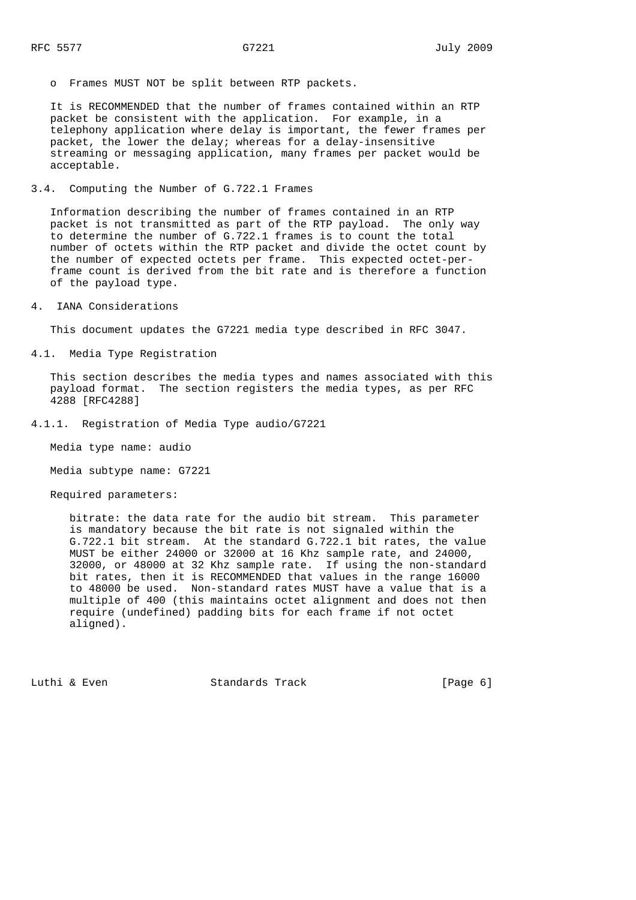o Frames MUST NOT be split between RTP packets.

It is RECOMMENDED that the number of frames contained within an RTP packet be consistent with the application. For example, in a telephony application where delay is important, the fewer frames per packet, the lower the delay; whereas for a delay-insensitive streaming or messaging application, many frames per packet would be acceptable.

### 3.4. Computing the Number of G.722.1 Frames

Information describing the number of frames contained in an RTP packet is not transmitted as part of the RTP payload. The only way to determine the number of G.722.1 frames is to count the total number of octets within the RTP packet and divide the octet count by the number of expected octets per frame. This expected octet-per-frame count is derived from the bit rate and is therefore a function of the payload type.

## 4. IANA Considerations

This document updates the G7221 media type described in RFC 3047.

### 4.1. Media Type Registration

This section describes the media types and names associated with this payload format. The section registers the media types, as per RFC 4288 [RFC4288]

#### 4.1.1. Registration of Media Type audio/G7221

Media type name: audio

Media subtype name: G7221

Required parameters:

bitrate: the data rate for the audio bit stream. This parameter is mandatory because the bit rate is not signaled within the G.722.1 bit stream. At the standard G.722.1 bit rates, the value MUST be either 24000 or 32000 at 16 Khz sample rate, and 24000, 32000, or 48000 at 32 Khz sample rate. If using the non-standard bit rates, then it is RECOMMENDED that values in the range 16000 to 48000 be used. Non-standard rates MUST have a value that is a multiple of 400 (this maintains octet alignment and does not then require (undefined) padding bits for each frame if not octet aligned).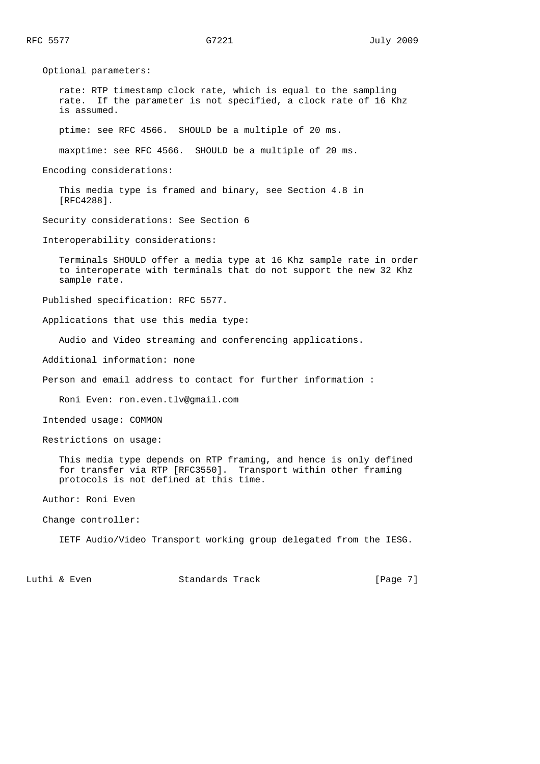Optional parameters:

rate: RTP timestamp clock rate, which is equal to the sampling rate. If the parameter is not specified, a clock rate of 16 Khz is assumed.

ptime: see RFC 4566. SHOULD be a multiple of 20 ms.

maxptime: see RFC 4566. SHOULD be a multiple of 20 ms.

Encoding considerations:

This media type is framed and binary, see Section 4.8 in [RFC4288].

Security considerations: See Section 6

Interoperability considerations:

Terminals SHOULD offer a media type at 16 Khz sample rate in order to interoperate with terminals that do not support the new 32 Khz sample rate.

Published specification: RFC 5577.

Applications that use this media type:

Audio and Video streaming and conferencing applications.

Additional information: none

Person and email address to contact for further information :

Roni Even: ron.even.tlv@gmail.com

Intended usage: COMMON

Restrictions on usage:

This media type depends on RTP framing, and hence is only defined for transfer via RTP [RFC3550]. Transport within other framing protocols is not defined at this time.

Author: Roni Even

Change controller:

IETF Audio/Video Transport working group delegated from the IESG.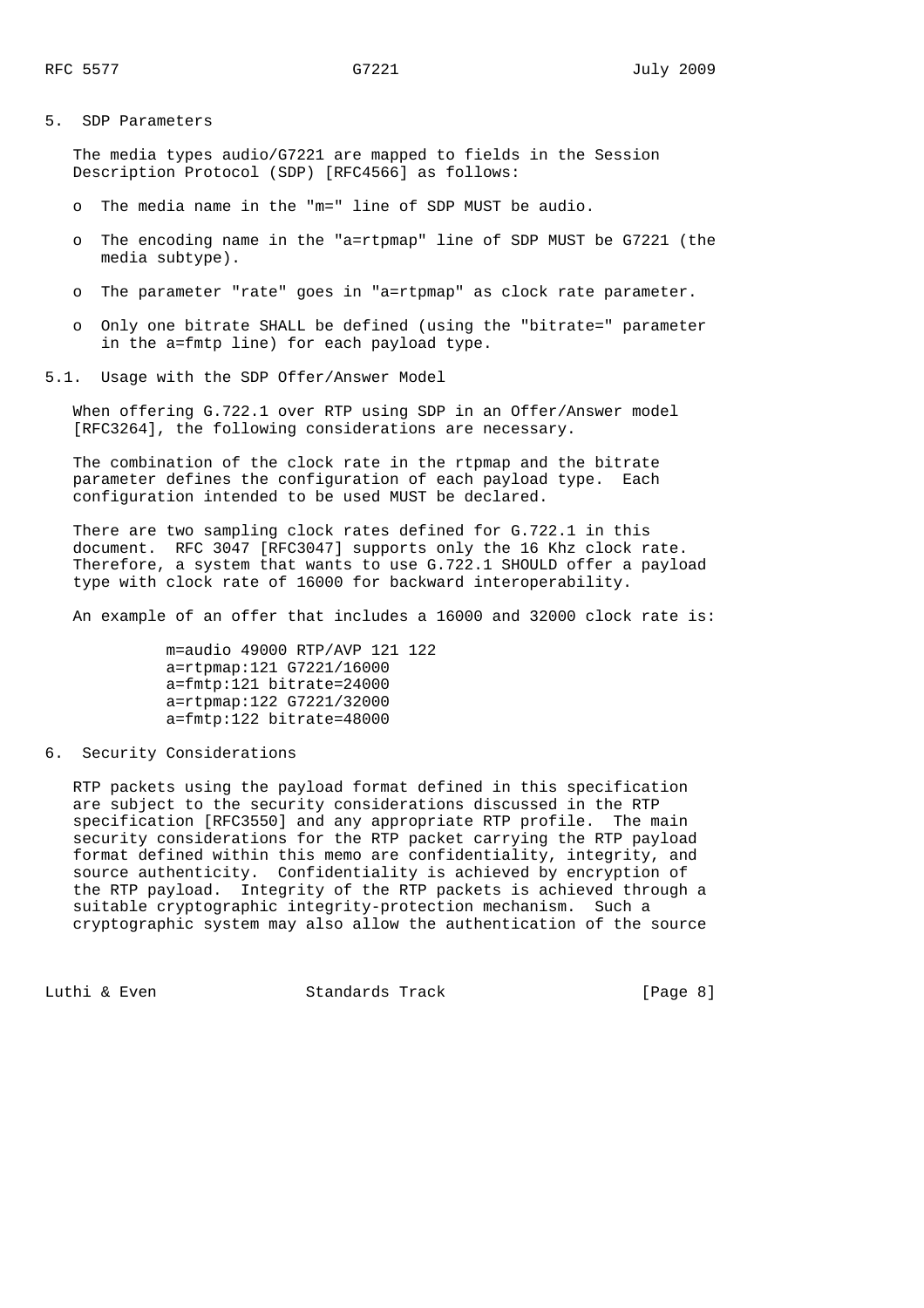## 5. SDP Parameters

The media types audio/G7221 are mapped to fields in the Session Description Protocol (SDP) [RFC4566] as follows:

- The media name in the "m=" line of SDP MUST be audio.
- The encoding name in the "a=rtpmap" line of SDP MUST be G7221 (the media subtype).
- The parameter "rate" goes in "a=rtpmap" as clock rate parameter.
- Only one bitrate SHALL be defined (using the "bitrate=" parameter in the a=fmtp line) for each payload type.

### 5.1. Usage with the SDP Offer/Answer Model

When offering G.722.1 over RTP using SDP in an Offer/Answer model [RFC3264], the following considerations are necessary.

The combination of the clock rate in the rtpmap and the bitrate parameter defines the configuration of each payload type. Each configuration intended to be used MUST be declared.

There are two sampling clock rates defined for G.722.1 in this document. RFC 3047 [RFC3047] supports only the 16 Khz clock rate. Therefore, a system that wants to use G.722.1 SHOULD offer a payload type with clock rate of 16000 for backward interoperability.

An example of an offer that includes a 16000 and 32000 clock rate is:

```
m=audio 49000 RTP/AVP 121 122
a=rtpmap:121 G7221/16000
a=fmtp:121 bitrate=24000
a=rtpmap:122 G7221/32000
a=fmtp:122 bitrate=48000
```

## 6. Security Considerations

RTP packets using the payload format defined in this specification are subject to the security considerations discussed in the RTP specification [RFC3550] and any appropriate RTP profile. The main security considerations for the RTP packet carrying the RTP payload format defined within this memo are confidentiality, integrity, and source authenticity. Confidentiality is achieved by encryption of the RTP payload. Integrity of the RTP packets is achieved through a suitable cryptographic integrity-protection mechanism. Such a cryptographic system may also allow the authentication of the source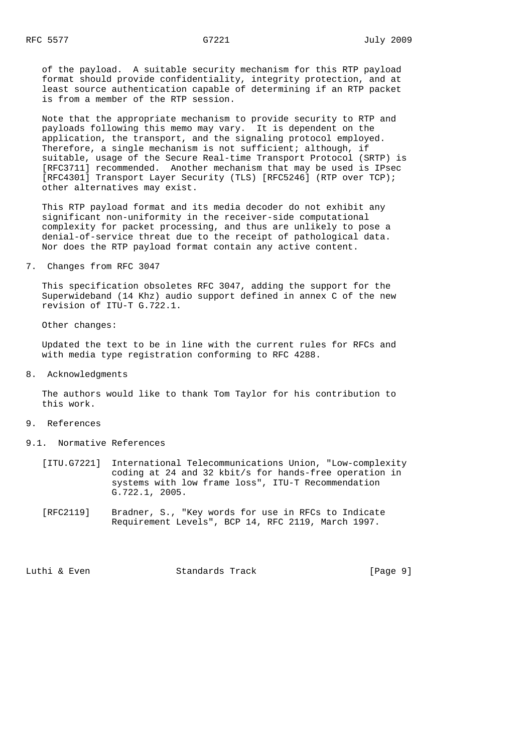of the payload. A suitable security mechanism for this RTP payload format should provide confidentiality, integrity protection, and at least source authentication capable of determining if an RTP packet is from a member of the RTP session.

Note that the appropriate mechanism to provide security to RTP and payloads following this memo may vary. It is dependent on the application, the transport, and the signaling protocol employed. Therefore, a single mechanism is not sufficient; although, if suitable, usage of the Secure Real-time Transport Protocol (SRTP) is [RFC3711] recommended. Another mechanism that may be used is IPsec [RFC4301] Transport Layer Security (TLS) [RFC5246] (RTP over TCP); other alternatives may exist.

This RTP payload format and its media decoder do not exhibit any significant non-uniformity in the receiver-side computational complexity for packet processing, and thus are unlikely to pose a denial-of-service threat due to the receipt of pathological data. Nor does the RTP payload format contain any active content.

## 7. Changes from RFC 3047

This specification obsoletes RFC 3047, adding the support for the Superwideband (14 Khz) audio support defined in annex C of the new revision of ITU-T G.722.1.

Other changes:

Updated the text to be in line with the current rules for RFCs and with media type registration conforming to RFC 4288.

## 8. Acknowledgments

The authors would like to thank Tom Taylor for his contribution to this work.

## 9. References

### 9.1. Normative References

[ITU.G7221] International Telecommunications Union, "Low-complexity coding at 24 and 32 kbit/s for hands-free operation in systems with low frame loss", ITU-T Recommendation G.722.1, 2005.

[RFC2119] Bradner, S., "Key words for use in RFCs to Indicate Requirement Levels", BCP 14, RFC 2119, March 1997.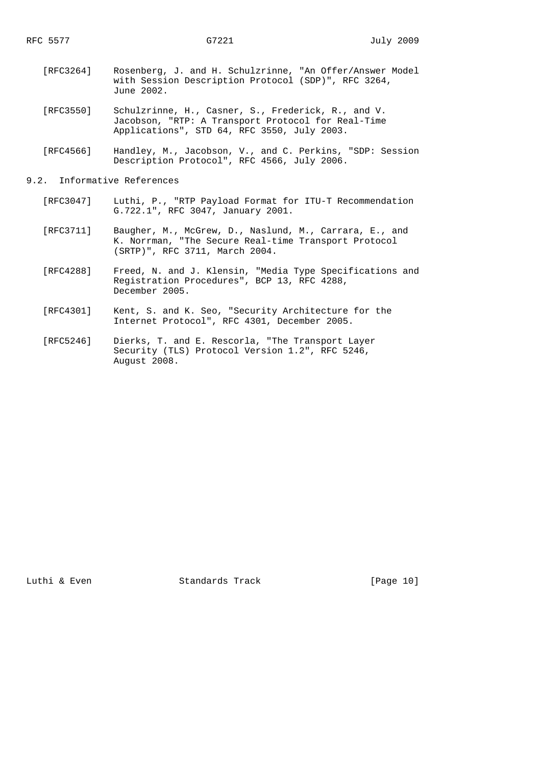[RFC3264] Rosenberg, J. and H. Schulzrinne, "An Offer/Answer Model with Session Description Protocol (SDP)", RFC 3264, June 2002.

[RFC3550] Schulzrinne, H., Casner, S., Frederick, R., and V. Jacobson, "RTP: A Transport Protocol for Real-Time Applications", STD 64, RFC 3550, July 2003.

[RFC4566] Handley, M., Jacobson, V., and C. Perkins, "SDP: Session Description Protocol", RFC 4566, July 2006.

### 9.2. Informative References

[RFC3047] Luthi, P., "RTP Payload Format for ITU-T Recommendation G.722.1", RFC 3047, January 2001.

[RFC3711] Baugher, M., McGrew, D., Naslund, M., Carrara, E., and K. Norrman, "The Secure Real-time Transport Protocol (SRTP)", RFC 3711, March 2004.

[RFC4288] Freed, N. and J. Klensin, "Media Type Specifications and Registration Procedures", BCP 13, RFC 4288, December 2005.

[RFC4301] Kent, S. and K. Seo, "Security Architecture for the Internet Protocol", RFC 4301, December 2005.

[RFC5246] Dierks, T. and E. Rescorla, "The Transport Layer Security (TLS) Protocol Version 1.2", RFC 5246, August 2008.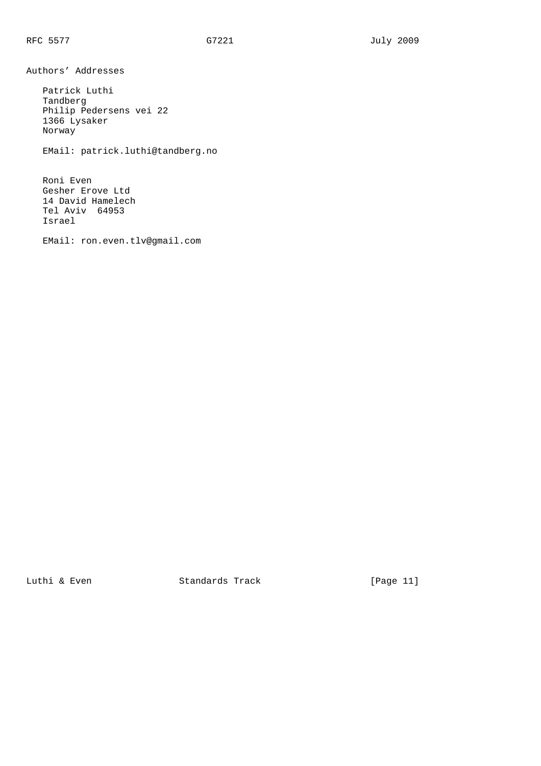## Authors' Addresses

Patrick Luthi
Tandberg
Philip Pedersens vei 22
1366 Lysaker
Norway

EMail: patrick.luthi@tandberg.no

Roni Even
Gesher Erove Ltd
14 David Hamelech
Tel Aviv  64953
Israel

EMail: ron.even.tlv@gmail.com